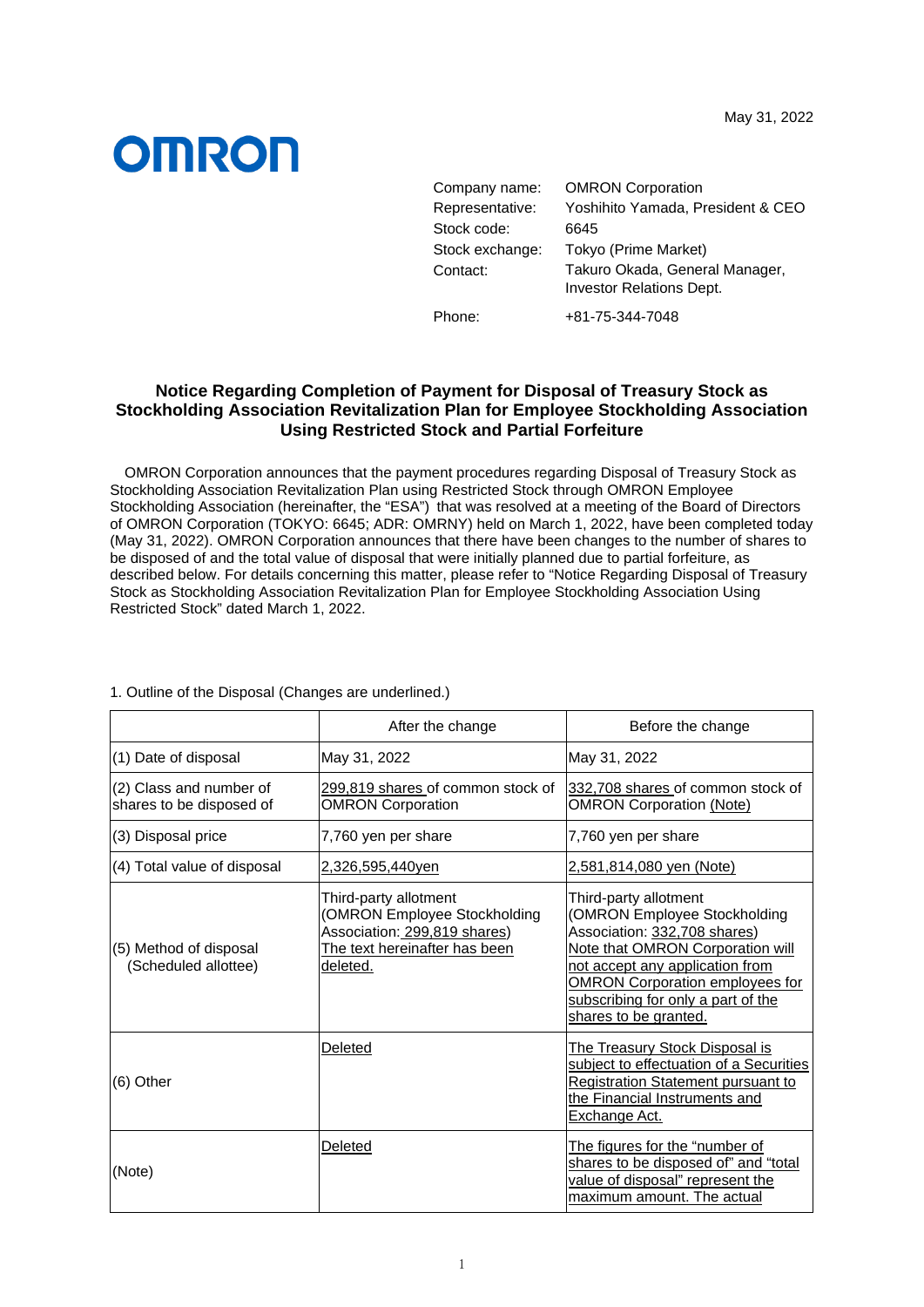May 31, 2022

OMRON

| | |
|---|---|
| Company name: | OMRON Corporation |
| Representative: | Yoshihito Yamada, President & CEO |
| Stock code: | 6645 |
| Stock exchange: | Tokyo (Prime Market) |
| Contact: | Takuro Okada, General Manager, Investor Relations Dept. |
| Phone: | +81-75-344-7048 |

## Notice Regarding Completion of Payment for Disposal of Treasury Stock as Stockholding Association Revitalization Plan for Employee Stockholding Association Using Restricted Stock and Partial Forfeiture

OMRON Corporation announces that the payment procedures regarding Disposal of Treasury Stock as Stockholding Association Revitalization Plan using Restricted Stock through OMRON Employee Stockholding Association (hereinafter, the "ESA") that was resolved at a meeting of the Board of Directors of OMRON Corporation (TOKYO: 6645; ADR: OMRNY) held on March 1, 2022, have been completed today (May 31, 2022). OMRON Corporation announces that there have been changes to the number of shares to be disposed of and the total value of disposal that were initially planned due to partial forfeiture, as described below. For details concerning this matter, please refer to "Notice Regarding Disposal of Treasury Stock as Stockholding Association Revitalization Plan for Employee Stockholding Association Using Restricted Stock" dated March 1, 2022.

1. Outline of the Disposal (Changes are underlined.)

| | After the change | Before the change |
|---|---|---|
| (1) Date of disposal | May 31, 2022 | May 31, 2022 |
| (2) Class and number of shares to be disposed of | <u>299,819 shares</u> of common stock of OMRON Corporation | <u>332,708 shares</u> of common stock of OMRON Corporation <u>(Note)</u> |
| (3) Disposal price | 7,760 yen per share | 7,760 yen per share |
| (4) Total value of disposal | <u>2,326,595,440yen</u> | <u>2,581,814,080 yen (Note)</u> |
| (5) Method of disposal (Scheduled allottee) | Third-party allotment (OMRON Employee Stockholding Association: <u>299,819 shares</u>) <u>The text hereinafter has been deleted.</u> | Third-party allotment (OMRON Employee Stockholding Association: <u>332,708 shares</u>) <u>Note that OMRON Corporation will not accept any application from OMRON Corporation employees for subscribing for only a part of the shares to be granted.</u> |
| (6) Other | <u>Deleted</u> | <u>The Treasury Stock Disposal is subject to effectuation of a Securities Registration Statement pursuant to the Financial Instruments and Exchange Act.</u> |
| (Note) | <u>Deleted</u> | <u>The figures for the "number of shares to be disposed of" and "total value of disposal" represent the maximum amount. The actual</u> |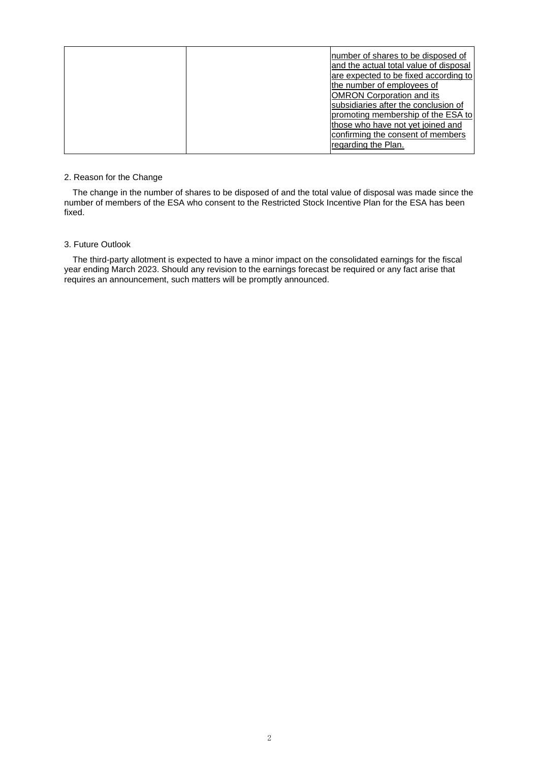| | | |
|---|---|---|
| | | number of shares to be disposed of and the actual total value of disposal are expected to be fixed according to the number of employees of OMRON Corporation and its subsidiaries after the conclusion of promoting membership of the ESA to those who have not yet joined and confirming the consent of members regarding the Plan. |

2. Reason for the Change

The change in the number of shares to be disposed of and the total value of disposal was made since the number of members of the ESA who consent to the Restricted Stock Incentive Plan for the ESA has been fixed.

3. Future Outlook

The third-party allotment is expected to have a minor impact on the consolidated earnings for the fiscal year ending March 2023. Should any revision to the earnings forecast be required or any fact arise that requires an announcement, such matters will be promptly announced.